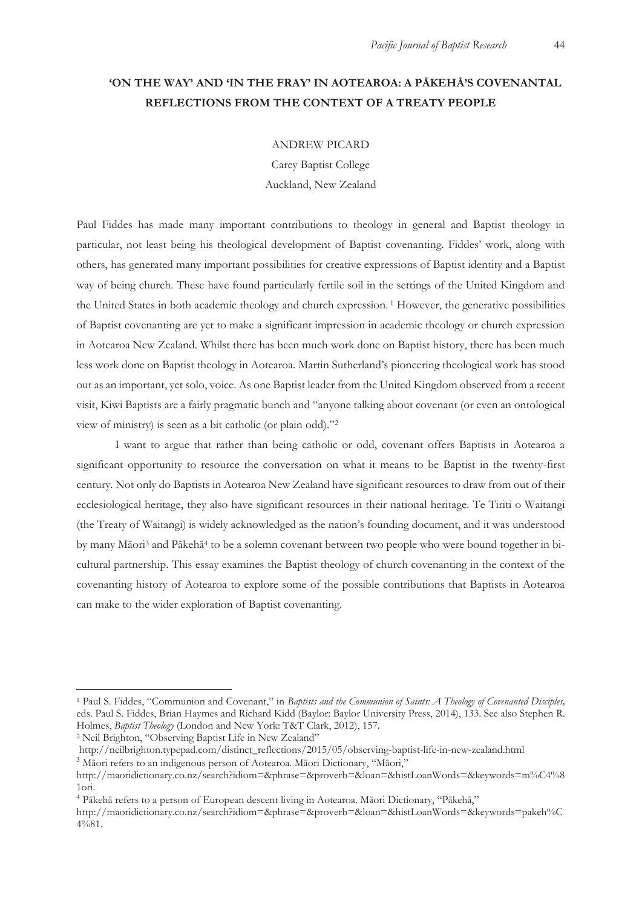# 'ON THE WAY' AND 'IN THE FRAY' IN AOTEAROA: A PĀKEHĀ'S COVENANTAL REFLECTIONS FROM THE CONTEXT OF A TREATY PEOPLE

ANDREW PICARD

Carey Baptist College

Auckland, New Zealand

Paul Fiddes has made many important contributions to theology in general and Baptist theology in particular, not least being his theological development of Baptist covenanting. Fiddes' work, along with others, has generated many important possibilities for creative expressions of Baptist identity and a Baptist way of being church. These have found particularly fertile soil in the settings of the United Kingdom and the United States in both academic theology and church expression.[1] However, the generative possibilities of Baptist covenanting are yet to make a significant impression in academic theology or church expression in Aotearoa New Zealand. Whilst there has been much work done on Baptist history, there has been much less work done on Baptist theology in Aotearoa. Martin Sutherland's pioneering theological work has stood out as an important, yet solo, voice. As one Baptist leader from the United Kingdom observed from a recent visit, Kiwi Baptists are a fairly pragmatic bunch and "anyone talking about covenant (or even an ontological view of ministry) is seen as a bit catholic (or plain odd)."[2]

I want to argue that rather than being catholic or odd, covenant offers Baptists in Aotearoa a significant opportunity to resource the conversation on what it means to be Baptist in the twenty-first century. Not only do Baptists in Aotearoa New Zealand have significant resources to draw from out of their ecclesiological heritage, they also have significant resources in their national heritage. Te Tiriti o Waitangi (the Treaty of Waitangi) is widely acknowledged as the nation's founding document, and it was understood by many Māori[3] and Pākehā[4] to be a solemn covenant between two people who were bound together in bi-cultural partnership. This essay examines the Baptist theology of church covenanting in the context of the covenanting history of Aotearoa to explore some of the possible contributions that Baptists in Aotearoa can make to the wider exploration of Baptist covenanting.

---

[1] Paul S. Fiddes, "Communion and Covenant," in *Baptists and the Communion of Saints: A Theology of Covenanted Disciples,* eds. Paul S. Fiddes, Brian Haymes and Richard Kidd (Baylor: Baylor University Press, 2014), 133. See also Stephen R. Holmes, *Baptist Theology* (London and New York: T&T Clark, 2012), 157.

[2] Neil Brighton, "Observing Baptist Life in New Zealand" http://neilbrighton.typepad.com/distinct_reflections/2015/05/observing-baptist-life-in-new-zealand.html

[3] Māori refers to an indigenous person of Aotearoa. Māori Dictionary, "Māori," http://maoridictionary.co.nz/search?idiom=&phrase=&proverb=&loan=&histLoanWords=&keywords=m%C4%81ori.

[4] Pākehā refers to a person of European descent living in Aotearoa. Māori Dictionary, "Pākehā," http://maoridictionary.co.nz/search?idiom=&phrase=&proverb=&loan=&histLoanWords=&keywords=pakeh%C4%81.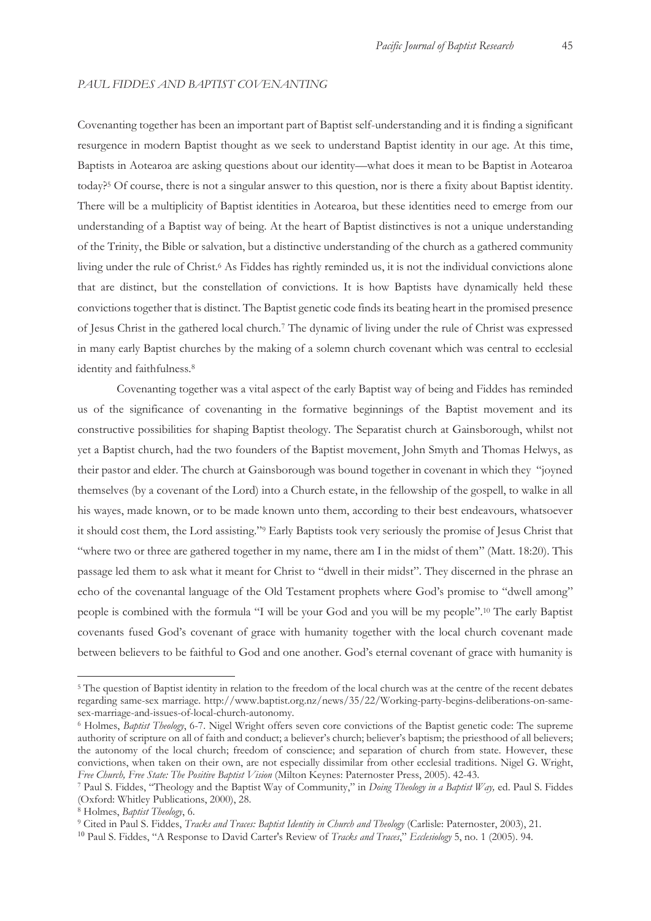*PAUL FIDDES AND BAPTIST COVENANTING*

Covenanting together has been an important part of Baptist self-understanding and it is finding a significant resurgence in modern Baptist thought as we seek to understand Baptist identity in our age. At this time, Baptists in Aotearoa are asking questions about our identity—what does it mean to be Baptist in Aotearoa today?[5] Of course, there is not a singular answer to this question, nor is there a fixity about Baptist identity. There will be a multiplicity of Baptist identities in Aotearoa, but these identities need to emerge from our understanding of a Baptist way of being. At the heart of Baptist distinctives is not a unique understanding of the Trinity, the Bible or salvation, but a distinctive understanding of the church as a gathered community living under the rule of Christ.[6] As Fiddes has rightly reminded us, it is not the individual convictions alone that are distinct, but the constellation of convictions. It is how Baptists have dynamically held these convictions together that is distinct. The Baptist genetic code finds its beating heart in the promised presence of Jesus Christ in the gathered local church.[7] The dynamic of living under the rule of Christ was expressed in many early Baptist churches by the making of a solemn church covenant which was central to ecclesial identity and faithfulness.[8]

Covenanting together was a vital aspect of the early Baptist way of being and Fiddes has reminded us of the significance of covenanting in the formative beginnings of the Baptist movement and its constructive possibilities for shaping Baptist theology. The Separatist church at Gainsborough, whilst not yet a Baptist church, had the two founders of the Baptist movement, John Smyth and Thomas Helwys, as their pastor and elder. The church at Gainsborough was bound together in covenant in which they "joyned themselves (by a covenant of the Lord) into a Church estate, in the fellowship of the gospell, to walke in all his wayes, made known, or to be made known unto them, according to their best endeavours, whatsoever it should cost them, the Lord assisting."[9] Early Baptists took very seriously the promise of Jesus Christ that "where two or three are gathered together in my name, there am I in the midst of them" (Matt. 18:20). This passage led them to ask what it meant for Christ to "dwell in their midst". They discerned in the phrase an echo of the covenantal language of the Old Testament prophets where God's promise to "dwell among" people is combined with the formula "I will be your God and you will be my people".[10] The early Baptist covenants fused God's covenant of grace with humanity together with the local church covenant made between believers to be faithful to God and one another. God's eternal covenant of grace with humanity is

---

[5] The question of Baptist identity in relation to the freedom of the local church was at the centre of the recent debates regarding same-sex marriage. http://www.baptist.org.nz/news/35/22/Working-party-begins-deliberations-on-same-sex-marriage-and-issues-of-local-church-autonomy.

[6] Holmes, *Baptist Theology*, 6-7. Nigel Wright offers seven core convictions of the Baptist genetic code: The supreme authority of scripture on all of faith and conduct; a believer's church; believer's baptism; the priesthood of all believers; the autonomy of the local church; freedom of conscience; and separation of church from state. However, these convictions, when taken on their own, are not especially dissimilar from other ecclesial traditions. Nigel G. Wright, *Free Church, Free State: The Positive Baptist Vision* (Milton Keynes: Paternoster Press, 2005). 42-43.

[7] Paul S. Fiddes, "Theology and the Baptist Way of Community," in *Doing Theology in a Baptist Way,* ed. Paul S. Fiddes (Oxford: Whitley Publications, 2000), 28.

[8] Holmes, *Baptist Theology*, 6.

[9] Cited in Paul S. Fiddes, *Tracks and Traces: Baptist Identity in Church and Theology* (Carlisle: Paternoster, 2003), 21.

[10] Paul S. Fiddes, "A Response to David Carter's Review of *Tracks and Traces*," *Ecclesiology* 5, no. 1 (2005). 94.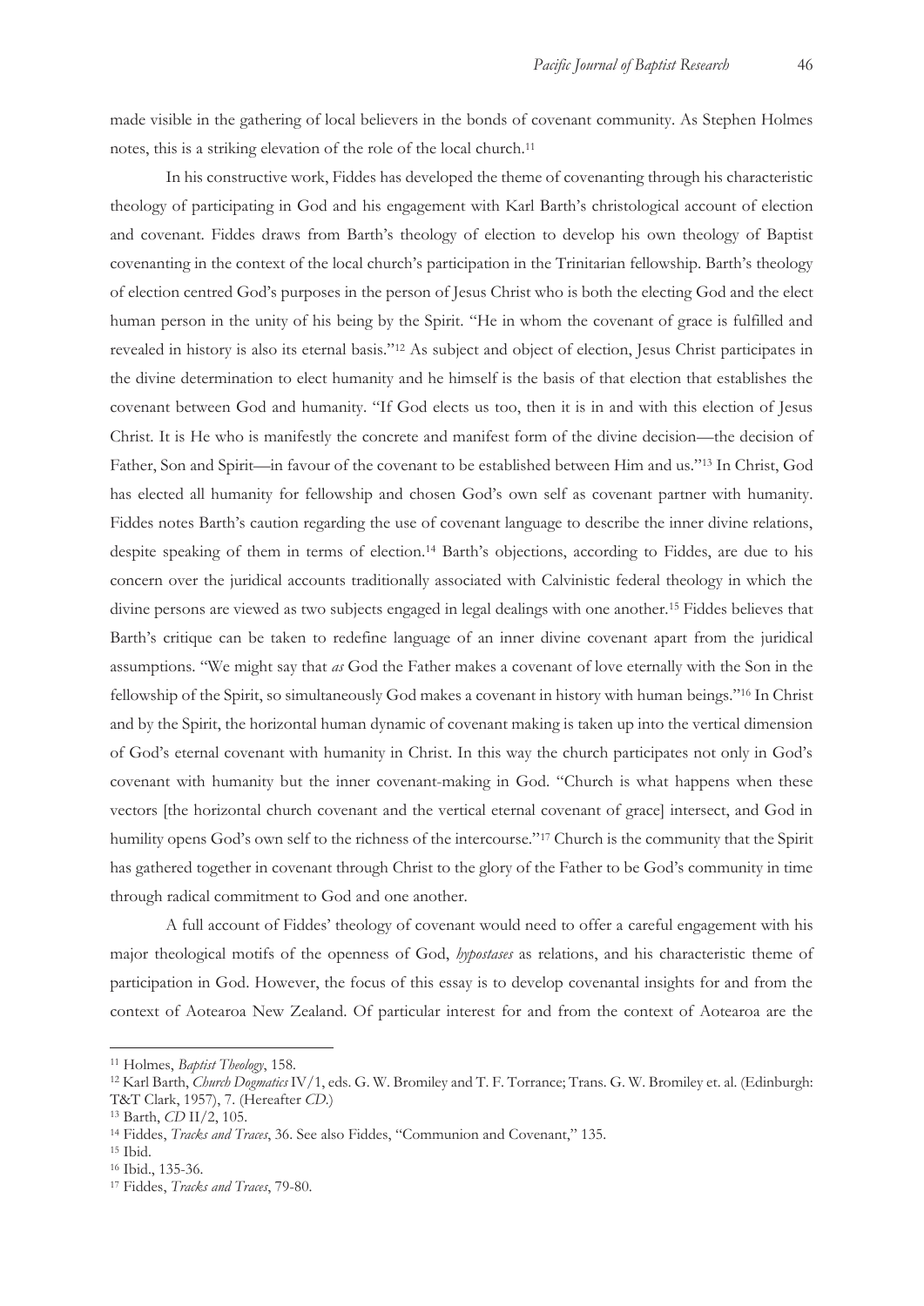made visible in the gathering of local believers in the bonds of covenant community. As Stephen Holmes notes, this is a striking elevation of the role of the local church.[11]

In his constructive work, Fiddes has developed the theme of covenanting through his characteristic theology of participating in God and his engagement with Karl Barth's christological account of election and covenant. Fiddes draws from Barth's theology of election to develop his own theology of Baptist covenanting in the context of the local church's participation in the Trinitarian fellowship. Barth's theology of election centred God's purposes in the person of Jesus Christ who is both the electing God and the elect human person in the unity of his being by the Spirit. "He in whom the covenant of grace is fulfilled and revealed in history is also its eternal basis."[12] As subject and object of election, Jesus Christ participates in the divine determination to elect humanity and he himself is the basis of that election that establishes the covenant between God and humanity. "If God elects us too, then it is in and with this election of Jesus Christ. It is He who is manifestly the concrete and manifest form of the divine decision—the decision of Father, Son and Spirit—in favour of the covenant to be established between Him and us."[13] In Christ, God has elected all humanity for fellowship and chosen God's own self as covenant partner with humanity. Fiddes notes Barth's caution regarding the use of covenant language to describe the inner divine relations, despite speaking of them in terms of election.[14] Barth's objections, according to Fiddes, are due to his concern over the juridical accounts traditionally associated with Calvinistic federal theology in which the divine persons are viewed as two subjects engaged in legal dealings with one another.[15] Fiddes believes that Barth's critique can be taken to redefine language of an inner divine covenant apart from the juridical assumptions. "We might say that *as* God the Father makes a covenant of love eternally with the Son in the fellowship of the Spirit, so simultaneously God makes a covenant in history with human beings."[16] In Christ and by the Spirit, the horizontal human dynamic of covenant making is taken up into the vertical dimension of God's eternal covenant with humanity in Christ. In this way the church participates not only in God's covenant with humanity but the inner covenant-making in God. "Church is what happens when these vectors [the horizontal church covenant and the vertical eternal covenant of grace] intersect, and God in humility opens God's own self to the richness of the intercourse."[17] Church is the community that the Spirit has gathered together in covenant through Christ to the glory of the Father to be God's community in time through radical commitment to God and one another.

A full account of Fiddes' theology of covenant would need to offer a careful engagement with his major theological motifs of the openness of God, *hypostases* as relations, and his characteristic theme of participation in God. However, the focus of this essay is to develop covenantal insights for and from the context of Aotearoa New Zealand. Of particular interest for and from the context of Aotearoa are the

---

[11] Holmes, *Baptist Theology*, 158.

[12] Karl Barth, *Church Dogmatics* IV/1, eds. G. W. Bromiley and T. F. Torrance; Trans. G. W. Bromiley et. al. (Edinburgh: T&T Clark, 1957), 7. (Hereafter *CD*.)

[13] Barth, *CD* II/2, 105.

[14] Fiddes, *Tracks and Traces*, 36. See also Fiddes, "Communion and Covenant," 135.

[15] Ibid.

[16] Ibid., 135-36.

[17] Fiddes, *Tracks and Traces*, 79-80.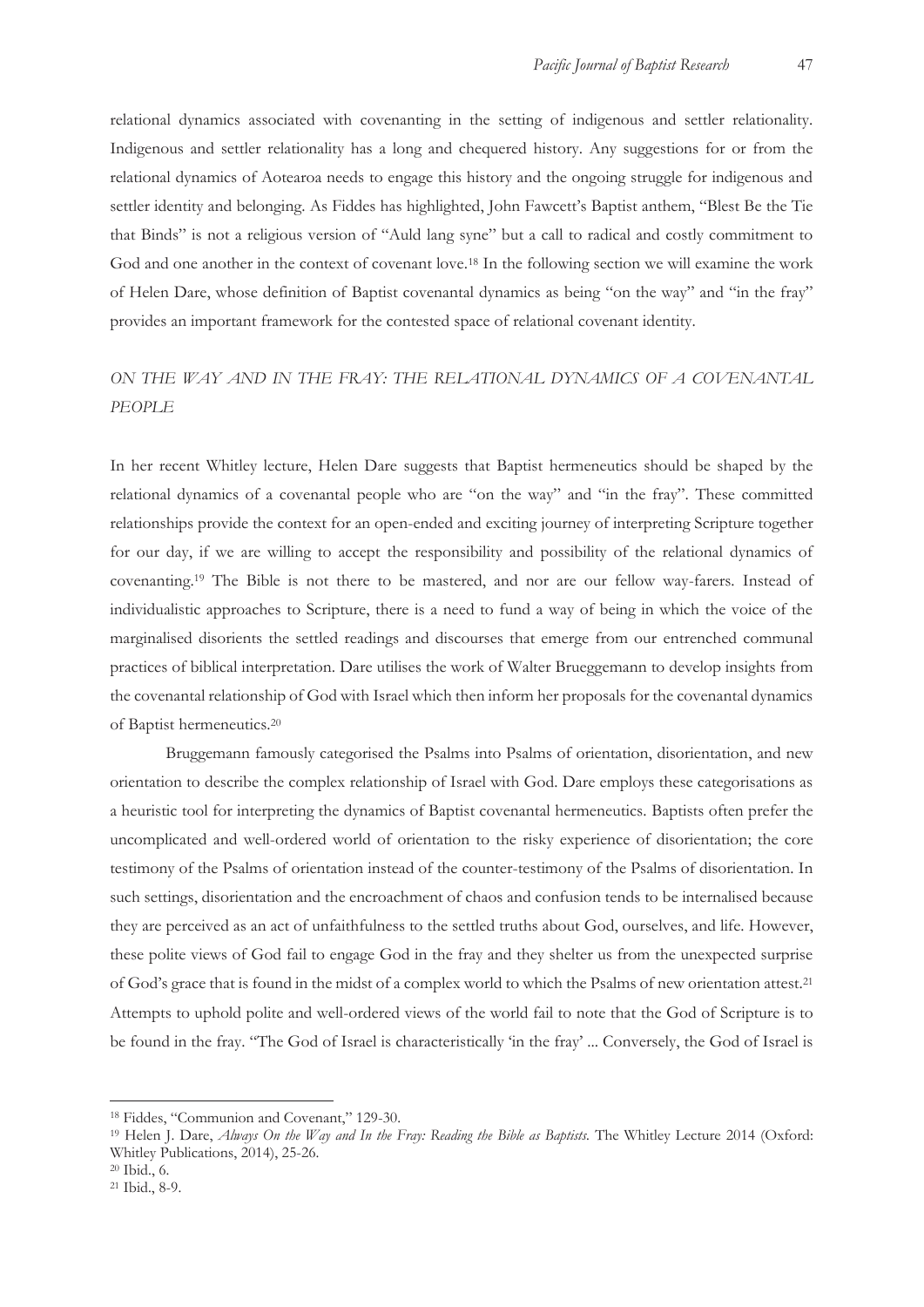relational dynamics associated with covenanting in the setting of indigenous and settler relationality. Indigenous and settler relationality has a long and chequered history. Any suggestions for or from the relational dynamics of Aotearoa needs to engage this history and the ongoing struggle for indigenous and settler identity and belonging. As Fiddes has highlighted, John Fawcett's Baptist anthem, "Blest Be the Tie that Binds" is not a religious version of "Auld lang syne" but a call to radical and costly commitment to God and one another in the context of covenant love.[18] In the following section we will examine the work of Helen Dare, whose definition of Baptist covenantal dynamics as being "on the way" and "in the fray" provides an important framework for the contested space of relational covenant identity.

## *ON THE WAY AND IN THE FRAY: THE RELATIONAL DYNAMICS OF A COVENANTAL PEOPLE*

In her recent Whitley lecture, Helen Dare suggests that Baptist hermeneutics should be shaped by the relational dynamics of a covenantal people who are "on the way" and "in the fray". These committed relationships provide the context for an open-ended and exciting journey of interpreting Scripture together for our day, if we are willing to accept the responsibility and possibility of the relational dynamics of covenanting.[19] The Bible is not there to be mastered, and nor are our fellow way-farers. Instead of individualistic approaches to Scripture, there is a need to fund a way of being in which the voice of the marginalised disorients the settled readings and discourses that emerge from our entrenched communal practices of biblical interpretation. Dare utilises the work of Walter Brueggemann to develop insights from the covenantal relationship of God with Israel which then inform her proposals for the covenantal dynamics of Baptist hermeneutics.[20]

Bruggemann famously categorised the Psalms into Psalms of orientation, disorientation, and new orientation to describe the complex relationship of Israel with God. Dare employs these categorisations as a heuristic tool for interpreting the dynamics of Baptist covenantal hermeneutics. Baptists often prefer the uncomplicated and well-ordered world of orientation to the risky experience of disorientation; the core testimony of the Psalms of orientation instead of the counter-testimony of the Psalms of disorientation. In such settings, disorientation and the encroachment of chaos and confusion tends to be internalised because they are perceived as an act of unfaithfulness to the settled truths about God, ourselves, and life. However, these polite views of God fail to engage God in the fray and they shelter us from the unexpected surprise of God's grace that is found in the midst of a complex world to which the Psalms of new orientation attest.[21] Attempts to uphold polite and well-ordered views of the world fail to note that the God of Scripture is to be found in the fray. "The God of Israel is characteristically 'in the fray' ... Conversely, the God of Israel is

---

[18] Fiddes, "Communion and Covenant," 129-30.

[19] Helen J. Dare, *Always On the Way and In the Fray: Reading the Bible as Baptists.* The Whitley Lecture 2014 (Oxford: Whitley Publications, 2014), 25-26.

[20] Ibid., 6.

[21] Ibid., 8-9.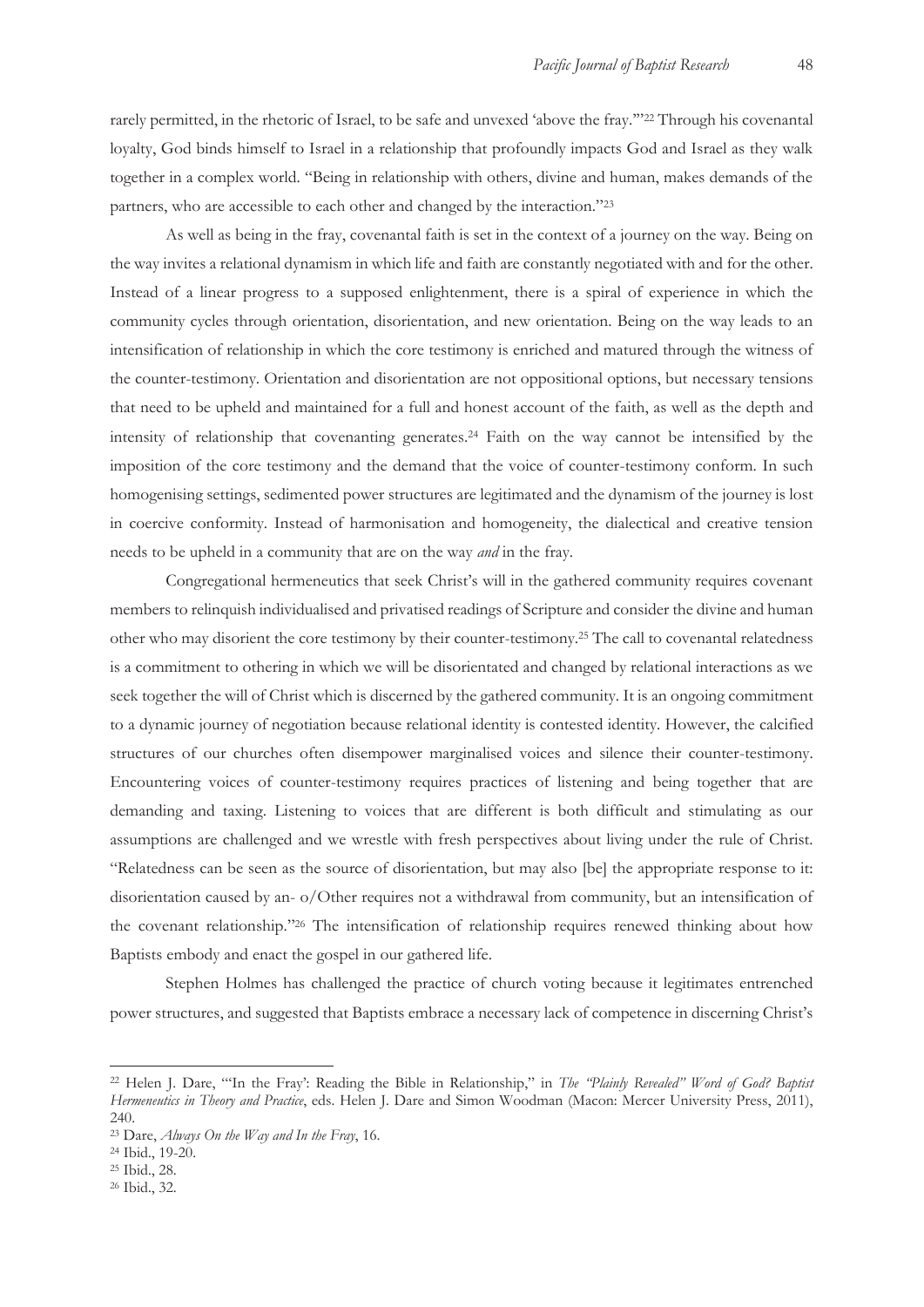rarely permitted, in the rhetoric of Israel, to be safe and unvexed 'above the fray.'"[22] Through his covenantal loyalty, God binds himself to Israel in a relationship that profoundly impacts God and Israel as they walk together in a complex world. "Being in relationship with others, divine and human, makes demands of the partners, who are accessible to each other and changed by the interaction."[23]

As well as being in the fray, covenantal faith is set in the context of a journey on the way. Being on the way invites a relational dynamism in which life and faith are constantly negotiated with and for the other. Instead of a linear progress to a supposed enlightenment, there is a spiral of experience in which the community cycles through orientation, disorientation, and new orientation. Being on the way leads to an intensification of relationship in which the core testimony is enriched and matured through the witness of the counter-testimony. Orientation and disorientation are not oppositional options, but necessary tensions that need to be upheld and maintained for a full and honest account of the faith, as well as the depth and intensity of relationship that covenanting generates.[24] Faith on the way cannot be intensified by the imposition of the core testimony and the demand that the voice of counter-testimony conform. In such homogenising settings, sedimented power structures are legitimated and the dynamism of the journey is lost in coercive conformity. Instead of harmonisation and homogeneity, the dialectical and creative tension needs to be upheld in a community that are on the way *and* in the fray.

Congregational hermeneutics that seek Christ's will in the gathered community requires covenant members to relinquish individualised and privatised readings of Scripture and consider the divine and human other who may disorient the core testimony by their counter-testimony.[25] The call to covenantal relatedness is a commitment to othering in which we will be disorientated and changed by relational interactions as we seek together the will of Christ which is discerned by the gathered community. It is an ongoing commitment to a dynamic journey of negotiation because relational identity is contested identity. However, the calcified structures of our churches often disempower marginalised voices and silence their counter-testimony. Encountering voices of counter-testimony requires practices of listening and being together that are demanding and taxing. Listening to voices that are different is both difficult and stimulating as our assumptions are challenged and we wrestle with fresh perspectives about living under the rule of Christ. "Relatedness can be seen as the source of disorientation, but may also [be] the appropriate response to it: disorientation caused by an- o/Other requires not a withdrawal from community, but an intensification of the covenant relationship."[26] The intensification of relationship requires renewed thinking about how Baptists embody and enact the gospel in our gathered life.

Stephen Holmes has challenged the practice of church voting because it legitimates entrenched power structures, and suggested that Baptists embrace a necessary lack of competence in discerning Christ's

---

[22] Helen J. Dare, "'In the Fray': Reading the Bible in Relationship," in *The "Plainly Revealed" Word of God? Baptist Hermeneutics in Theory and Practice*, eds. Helen J. Dare and Simon Woodman (Macon: Mercer University Press, 2011), 240.

[23] Dare, *Always On the Way and In the Fray*, 16.

[24] Ibid., 19-20.

[25] Ibid., 28.

[26] Ibid., 32.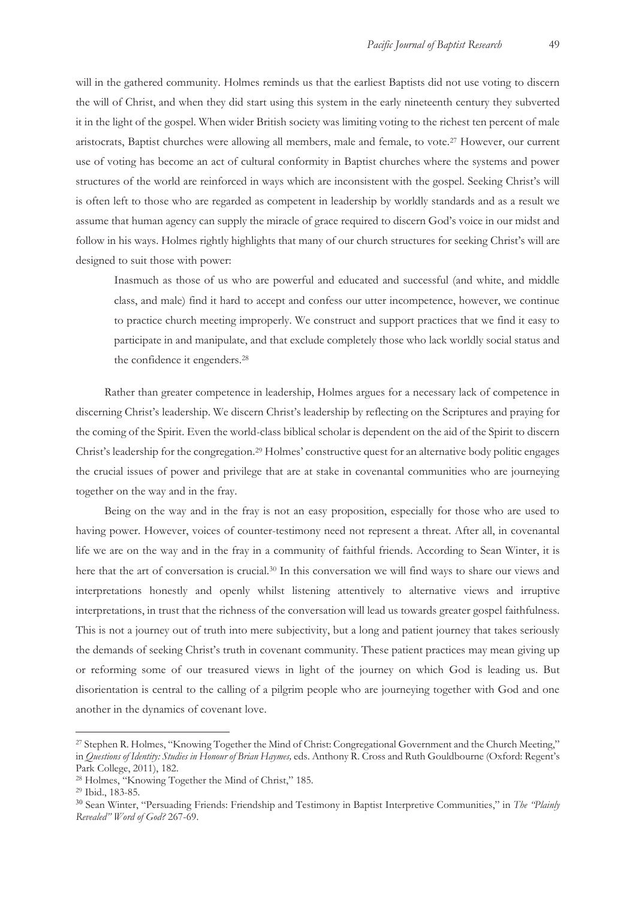will in the gathered community. Holmes reminds us that the earliest Baptists did not use voting to discern the will of Christ, and when they did start using this system in the early nineteenth century they subverted it in the light of the gospel. When wider British society was limiting voting to the richest ten percent of male aristocrats, Baptist churches were allowing all members, male and female, to vote.[27] However, our current use of voting has become an act of cultural conformity in Baptist churches where the systems and power structures of the world are reinforced in ways which are inconsistent with the gospel. Seeking Christ's will is often left to those who are regarded as competent in leadership by worldly standards and as a result we assume that human agency can supply the miracle of grace required to discern God's voice in our midst and follow in his ways. Holmes rightly highlights that many of our church structures for seeking Christ's will are designed to suit those with power:

> Inasmuch as those of us who are powerful and educated and successful (and white, and middle class, and male) find it hard to accept and confess our utter incompetence, however, we continue to practice church meeting improperly. We construct and support practices that we find it easy to participate in and manipulate, and that exclude completely those who lack worldly social status and the confidence it engenders.[28]

Rather than greater competence in leadership, Holmes argues for a necessary lack of competence in discerning Christ's leadership. We discern Christ's leadership by reflecting on the Scriptures and praying for the coming of the Spirit. Even the world-class biblical scholar is dependent on the aid of the Spirit to discern Christ's leadership for the congregation.[29] Holmes' constructive quest for an alternative body politic engages the crucial issues of power and privilege that are at stake in covenantal communities who are journeying together on the way and in the fray.

Being on the way and in the fray is not an easy proposition, especially for those who are used to having power. However, voices of counter-testimony need not represent a threat. After all, in covenantal life we are on the way and in the fray in a community of faithful friends. According to Sean Winter, it is here that the art of conversation is crucial.[30] In this conversation we will find ways to share our views and interpretations honestly and openly whilst listening attentively to alternative views and irruptive interpretations, in trust that the richness of the conversation will lead us towards greater gospel faithfulness. This is not a journey out of truth into mere subjectivity, but a long and patient journey that takes seriously the demands of seeking Christ's truth in covenant community. These patient practices may mean giving up or reforming some of our treasured views in light of the journey on which God is leading us. But disorientation is central to the calling of a pilgrim people who are journeying together with God and one another in the dynamics of covenant love.

---

[27] Stephen R. Holmes, "Knowing Together the Mind of Christ: Congregational Government and the Church Meeting," in *Questions of Identity: Studies in Honour of Brian Haymes,* eds. Anthony R. Cross and Ruth Gouldbourne (Oxford: Regent's Park College, 2011), 182.

[28] Holmes, "Knowing Together the Mind of Christ," 185.

[29] Ibid., 183-85.

[30] Sean Winter, "Persuading Friends: Friendship and Testimony in Baptist Interpretive Communities," in *The "Plainly Revealed" Word of God?* 267-69.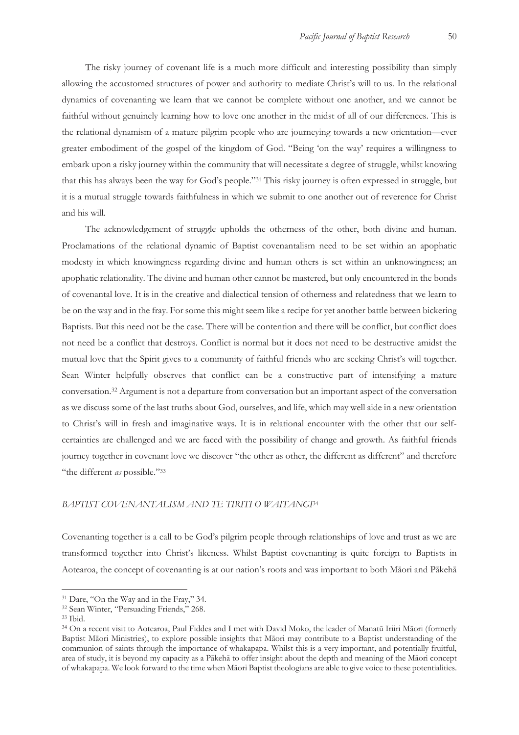The risky journey of covenant life is a much more difficult and interesting possibility than simply allowing the accustomed structures of power and authority to mediate Christ's will to us. In the relational dynamics of covenanting we learn that we cannot be complete without one another, and we cannot be faithful without genuinely learning how to love one another in the midst of all of our differences. This is the relational dynamism of a mature pilgrim people who are journeying towards a new orientation—ever greater embodiment of the gospel of the kingdom of God. "Being 'on the way' requires a willingness to embark upon a risky journey within the community that will necessitate a degree of struggle, whilst knowing that this has always been the way for God's people."[31] This risky journey is often expressed in struggle, but it is a mutual struggle towards faithfulness in which we submit to one another out of reverence for Christ and his will.

The acknowledgement of struggle upholds the otherness of the other, both divine and human. Proclamations of the relational dynamic of Baptist covenantalism need to be set within an apophatic modesty in which knowingness regarding divine and human others is set within an unknowingness; an apophatic relationality. The divine and human other cannot be mastered, but only encountered in the bonds of covenantal love. It is in the creative and dialectical tension of otherness and relatedness that we learn to be on the way and in the fray. For some this might seem like a recipe for yet another battle between bickering Baptists. But this need not be the case. There will be contention and there will be conflict, but conflict does not need be a conflict that destroys. Conflict is normal but it does not need to be destructive amidst the mutual love that the Spirit gives to a community of faithful friends who are seeking Christ's will together. Sean Winter helpfully observes that conflict can be a constructive part of intensifying a mature conversation.[32] Argument is not a departure from conversation but an important aspect of the conversation as we discuss some of the last truths about God, ourselves, and life, which may well aide in a new orientation to Christ's will in fresh and imaginative ways. It is in relational encounter with the other that our self-certainties are challenged and we are faced with the possibility of change and growth. As faithful friends journey together in covenant love we discover "the other as other, the different as different" and therefore "the different *as* possible."[33]

## *BAPTIST COVENANTALISM AND TE TIRITI O WAITANGI*[34]

Covenanting together is a call to be God's pilgrim people through relationships of love and trust as we are transformed together into Christ's likeness. Whilst Baptist covenanting is quite foreign to Baptists in Aotearoa, the concept of covenanting is at our nation's roots and was important to both Māori and Pākehā

---

[31] Dare, "On the Way and in the Fray," 34.

[32] Sean Winter, "Persuading Friends," 268.

[33] Ibid.

[34] On a recent visit to Aotearoa, Paul Fiddes and I met with David Moko, the leader of Manatū Iriiri Māori (formerly Baptist Māori Ministries), to explore possible insights that Māori may contribute to a Baptist understanding of the communion of saints through the importance of whakapapa. Whilst this is a very important, and potentially fruitful, area of study, it is beyond my capacity as a Pākehā to offer insight about the depth and meaning of the Māori concept of whakapapa. We look forward to the time when Māori Baptist theologians are able to give voice to these potentialities.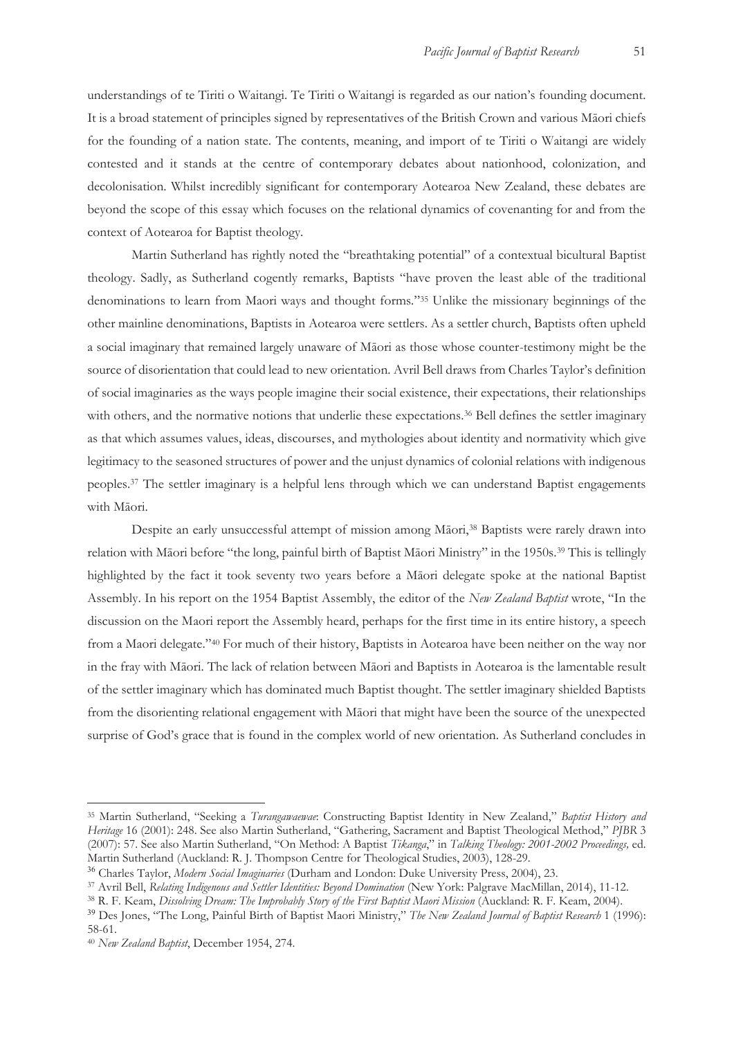understandings of te Tiriti o Waitangi. Te Tiriti o Waitangi is regarded as our nation's founding document. It is a broad statement of principles signed by representatives of the British Crown and various Māori chiefs for the founding of a nation state. The contents, meaning, and import of te Tiriti o Waitangi are widely contested and it stands at the centre of contemporary debates about nationhood, colonization, and decolonisation. Whilst incredibly significant for contemporary Aotearoa New Zealand, these debates are beyond the scope of this essay which focuses on the relational dynamics of covenanting for and from the context of Aotearoa for Baptist theology.

Martin Sutherland has rightly noted the "breathtaking potential" of a contextual bicultural Baptist theology. Sadly, as Sutherland cogently remarks, Baptists "have proven the least able of the traditional denominations to learn from Maori ways and thought forms."[35] Unlike the missionary beginnings of the other mainline denominations, Baptists in Aotearoa were settlers. As a settler church, Baptists often upheld a social imaginary that remained largely unaware of Māori as those whose counter-testimony might be the source of disorientation that could lead to new orientation. Avril Bell draws from Charles Taylor's definition of social imaginaries as the ways people imagine their social existence, their expectations, their relationships with others, and the normative notions that underlie these expectations.[36] Bell defines the settler imaginary as that which assumes values, ideas, discourses, and mythologies about identity and normativity which give legitimacy to the seasoned structures of power and the unjust dynamics of colonial relations with indigenous peoples.[37] The settler imaginary is a helpful lens through which we can understand Baptist engagements with Māori.

Despite an early unsuccessful attempt of mission among Māori,[38] Baptists were rarely drawn into relation with Māori before "the long, painful birth of Baptist Māori Ministry" in the 1950s.[39] This is tellingly highlighted by the fact it took seventy two years before a Māori delegate spoke at the national Baptist Assembly. In his report on the 1954 Baptist Assembly, the editor of the *New Zealand Baptist* wrote, "In the discussion on the Maori report the Assembly heard, perhaps for the first time in its entire history, a speech from a Maori delegate."[40] For much of their history, Baptists in Aotearoa have been neither on the way nor in the fray with Māori. The lack of relation between Māori and Baptists in Aotearoa is the lamentable result of the settler imaginary which has dominated much Baptist thought. The settler imaginary shielded Baptists from the disorienting relational engagement with Māori that might have been the source of the unexpected surprise of God's grace that is found in the complex world of new orientation. As Sutherland concludes in

---

[35] Martin Sutherland, "Seeking a *Turangawaewae*: Constructing Baptist Identity in New Zealand," *Baptist History and Heritage* 16 (2001): 248. See also Martin Sutherland, "Gathering, Sacrament and Baptist Theological Method," *PJBR* 3 (2007): 57. See also Martin Sutherland, "On Method: A Baptist *Tikanga*," in *Talking Theology: 2001-2002 Proceedings,* ed. Martin Sutherland (Auckland: R. J. Thompson Centre for Theological Studies, 2003), 128-29.

[36] Charles Taylor, *Modern Social Imaginaries* (Durham and London: Duke University Press, 2004), 23.

[37] Avril Bell, *Relating Indigenous and Settler Identities: Beyond Domination* (New York: Palgrave MacMillan, 2014), 11-12.

[38] R. F. Keam, *Dissolving Dream: The Improbably Story of the First Baptist Maori Mission* (Auckland: R. F. Keam, 2004).

[39] Des Jones, "The Long, Painful Birth of Baptist Maori Ministry," *The New Zealand Journal of Baptist Research* 1 (1996): 58-61.

[40] *New Zealand Baptist*, December 1954, 274.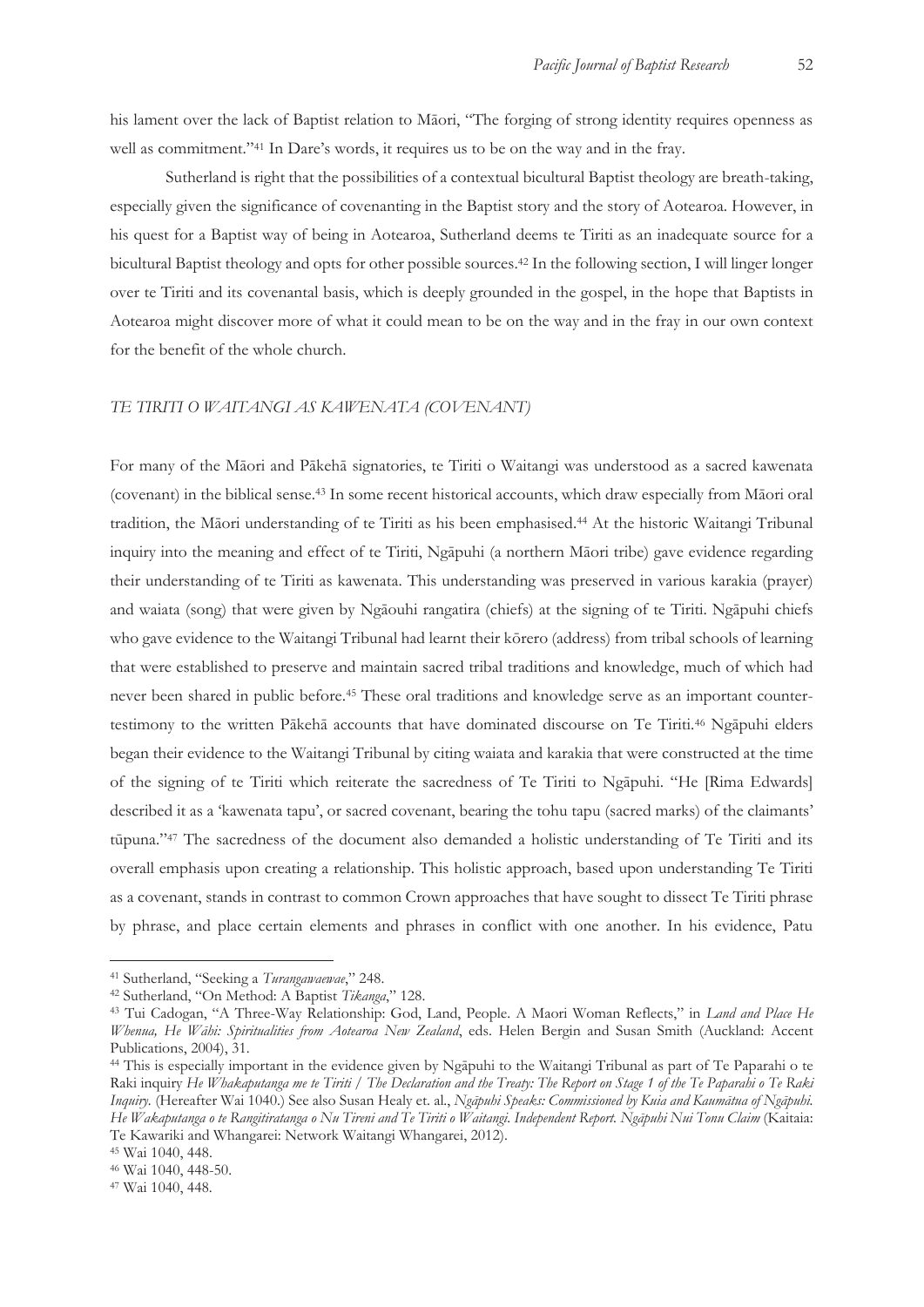his lament over the lack of Baptist relation to Māori, "The forging of strong identity requires openness as well as commitment."[41] In Dare's words, it requires us to be on the way and in the fray.

Sutherland is right that the possibilities of a contextual bicultural Baptist theology are breath-taking, especially given the significance of covenanting in the Baptist story and the story of Aotearoa. However, in his quest for a Baptist way of being in Aotearoa, Sutherland deems te Tiriti as an inadequate source for a bicultural Baptist theology and opts for other possible sources.[42] In the following section, I will linger longer over te Tiriti and its covenantal basis, which is deeply grounded in the gospel, in the hope that Baptists in Aotearoa might discover more of what it could mean to be on the way and in the fray in our own context for the benefit of the whole church.

## *TE TIRITI O WAITANGI AS KAWENATA (COVENANT)*

For many of the Māori and Pākehā signatories, te Tiriti o Waitangi was understood as a sacred kawenata (covenant) in the biblical sense.[43] In some recent historical accounts, which draw especially from Māori oral tradition, the Māori understanding of te Tiriti as his been emphasised.[44] At the historic Waitangi Tribunal inquiry into the meaning and effect of te Tiriti, Ngāpuhi (a northern Māori tribe) gave evidence regarding their understanding of te Tiriti as kawenata. This understanding was preserved in various karakia (prayer) and waiata (song) that were given by Ngāouhi rangatira (chiefs) at the signing of te Tiriti. Ngāpuhi chiefs who gave evidence to the Waitangi Tribunal had learnt their kōrero (address) from tribal schools of learning that were established to preserve and maintain sacred tribal traditions and knowledge, much of which had never been shared in public before.[45] These oral traditions and knowledge serve as an important counter-testimony to the written Pākehā accounts that have dominated discourse on Te Tiriti.[46] Ngāpuhi elders began their evidence to the Waitangi Tribunal by citing waiata and karakia that were constructed at the time of the signing of te Tiriti which reiterate the sacredness of Te Tiriti to Ngāpuhi. "He [Rima Edwards] described it as a 'kawenata tapu', or sacred covenant, bearing the tohu tapu (sacred marks) of the claimants' tūpuna."[47] The sacredness of the document also demanded a holistic understanding of Te Tiriti and its overall emphasis upon creating a relationship. This holistic approach, based upon understanding Te Tiriti as a covenant, stands in contrast to common Crown approaches that have sought to dissect Te Tiriti phrase by phrase, and place certain elements and phrases in conflict with one another. In his evidence, Patu

---

[41] Sutherland, "Seeking a *Turangawaewae*," 248.

[42] Sutherland, "On Method: A Baptist *Tikanga*," 128.

[43] Tui Cadogan, "A Three-Way Relationship: God, Land, People. A Maori Woman Reflects," in *Land and Place He Whenua, He Wāhi: Spiritualities from Aotearoa New Zealand*, eds. Helen Bergin and Susan Smith (Auckland: Accent Publications, 2004), 31.

[44] This is especially important in the evidence given by Ngāpuhi to the Waitangi Tribunal as part of Te Paparahi o te Raki inquiry *He Whakaputanga me te Tiriti / The Declaration and the Treaty: The Report on Stage 1 of the Te Paparahi o Te Raki Inquiry*. (Hereafter Wai 1040.) See also Susan Healy et. al., *Ngāpuhi Speaks: Commissioned by Kuia and Kaumātua of Ngāpuhi. He Wakaputanga o te Rangitiratanga o Nu Tireni and Te Tiriti o Waitangi. Independent Report. Ngāpuhi Nui Tonu Claim* (Kaitaia: Te Kawariki and Whangarei: Network Waitangi Whangarei, 2012).

[45] Wai 1040, 448.

[46] Wai 1040, 448-50.

[47] Wai 1040, 448.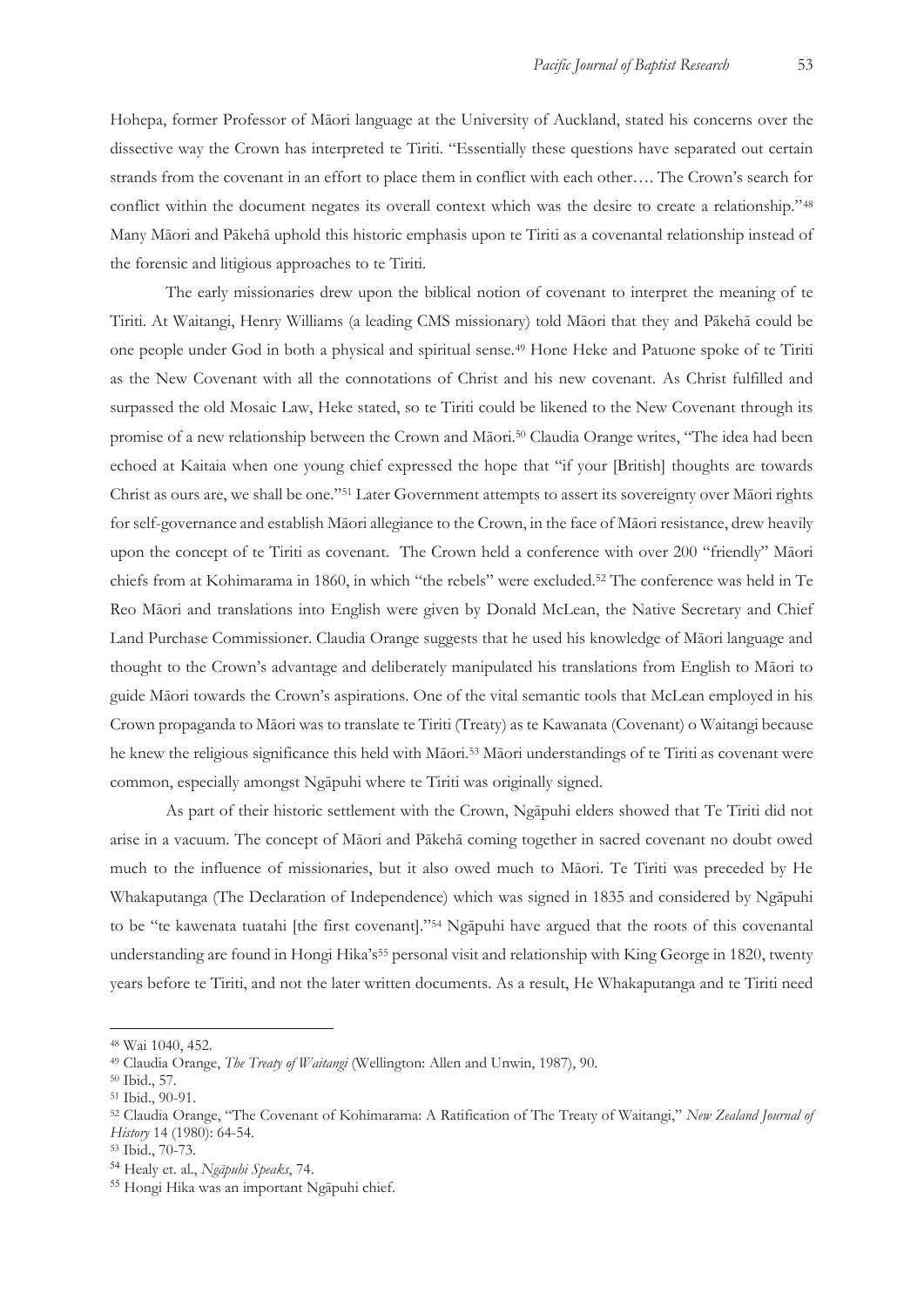Hohepa, former Professor of Māori language at the University of Auckland, stated his concerns over the dissective way the Crown has interpreted te Tiriti. "Essentially these questions have separated out certain strands from the covenant in an effort to place them in conflict with each other…. The Crown's search for conflict within the document negates its overall context which was the desire to create a relationship."[48] Many Māori and Pākehā uphold this historic emphasis upon te Tiriti as a covenantal relationship instead of the forensic and litigious approaches to te Tiriti.

The early missionaries drew upon the biblical notion of covenant to interpret the meaning of te Tiriti. At Waitangi, Henry Williams (a leading CMS missionary) told Māori that they and Pākehā could be one people under God in both a physical and spiritual sense.[49] Hone Heke and Patuone spoke of te Tiriti as the New Covenant with all the connotations of Christ and his new covenant. As Christ fulfilled and surpassed the old Mosaic Law, Heke stated, so te Tiriti could be likened to the New Covenant through its promise of a new relationship between the Crown and Māori.[50] Claudia Orange writes, "The idea had been echoed at Kaitaia when one young chief expressed the hope that "if your [British] thoughts are towards Christ as ours are, we shall be one.""[51] Later Government attempts to assert its sovereignty over Māori rights for self-governance and establish Māori allegiance to the Crown, in the face of Māori resistance, drew heavily upon the concept of te Tiriti as covenant. The Crown held a conference with over 200 "friendly" Māori chiefs from at Kohimarama in 1860, in which "the rebels" were excluded.[52] The conference was held in Te Reo Māori and translations into English were given by Donald McLean, the Native Secretary and Chief Land Purchase Commissioner. Claudia Orange suggests that he used his knowledge of Māori language and thought to the Crown's advantage and deliberately manipulated his translations from English to Māori to guide Māori towards the Crown's aspirations. One of the vital semantic tools that McLean employed in his Crown propaganda to Māori was to translate te Tiriti (Treaty) as te Kawanata (Covenant) o Waitangi because he knew the religious significance this held with Māori.[53] Māori understandings of te Tiriti as covenant were common, especially amongst Ngāpuhi where te Tiriti was originally signed.

As part of their historic settlement with the Crown, Ngāpuhi elders showed that Te Tiriti did not arise in a vacuum. The concept of Māori and Pākehā coming together in sacred covenant no doubt owed much to the influence of missionaries, but it also owed much to Māori. Te Tiriti was preceded by He Whakaputanga (The Declaration of Independence) which was signed in 1835 and considered by Ngāpuhi to be "te kawenata tuatahi [the first covenant]."[54] Ngāpuhi have argued that the roots of this covenantal understanding are found in Hongi Hika's[55] personal visit and relationship with King George in 1820, twenty years before te Tiriti, and not the later written documents. As a result, He Whakaputanga and te Tiriti need

---

[48] Wai 1040, 452.

[49] Claudia Orange, *The Treaty of Waitangi* (Wellington: Allen and Unwin, 1987), 90.

[50] Ibid., 57.

[51] Ibid., 90-91.

[52] Claudia Orange, "The Covenant of Kohimarama: A Ratification of The Treaty of Waitangi," *New Zealand Journal of History* 14 (1980): 64-54.

[53] Ibid., 70-73.

[54] Healy et. al., *Ngāpuhi Speaks*, 74.

[55] Hongi Hika was an important Ngāpuhi chief.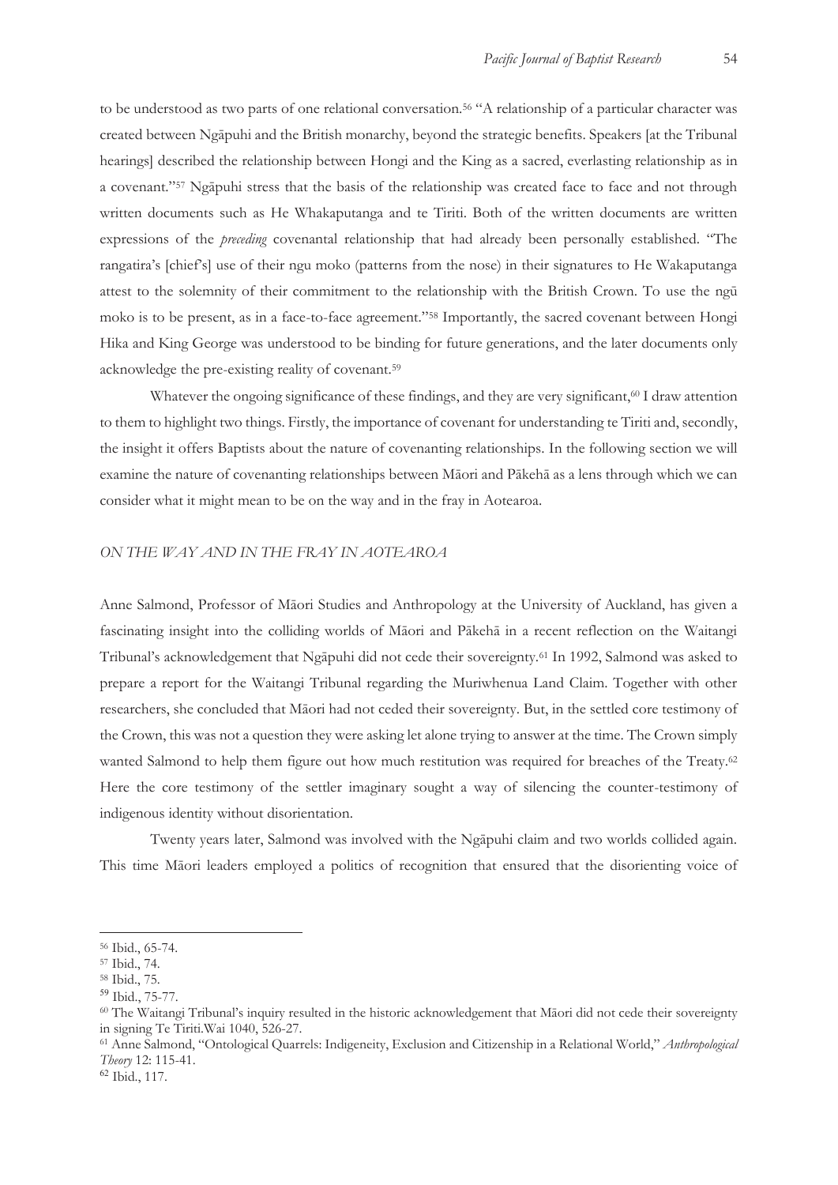to be understood as two parts of one relational conversation.[56] "A relationship of a particular character was created between Ngāpuhi and the British monarchy, beyond the strategic benefits. Speakers [at the Tribunal hearings] described the relationship between Hongi and the King as a sacred, everlasting relationship as in a covenant."[57] Ngāpuhi stress that the basis of the relationship was created face to face and not through written documents such as He Whakaputanga and te Tiriti. Both of the written documents are written expressions of the *preceding* covenantal relationship that had already been personally established. "The rangatira's [chief's] use of their ngu moko (patterns from the nose) in their signatures to He Wakaputanga attest to the solemnity of their commitment to the relationship with the British Crown. To use the ngū moko is to be present, as in a face-to-face agreement."[58] Importantly, the sacred covenant between Hongi Hika and King George was understood to be binding for future generations, and the later documents only acknowledge the pre-existing reality of covenant.[59]

Whatever the ongoing significance of these findings, and they are very significant,[60] I draw attention to them to highlight two things. Firstly, the importance of covenant for understanding te Tiriti and, secondly, the insight it offers Baptists about the nature of covenanting relationships. In the following section we will examine the nature of covenanting relationships between Māori and Pākehā as a lens through which we can consider what it might mean to be on the way and in the fray in Aotearoa.

## *ON THE WAY AND IN THE FRAY IN AOTEAROA*

Anne Salmond, Professor of Māori Studies and Anthropology at the University of Auckland, has given a fascinating insight into the colliding worlds of Māori and Pākehā in a recent reflection on the Waitangi Tribunal's acknowledgement that Ngāpuhi did not cede their sovereignty.[61] In 1992, Salmond was asked to prepare a report for the Waitangi Tribunal regarding the Muriwhenua Land Claim. Together with other researchers, she concluded that Māori had not ceded their sovereignty. But, in the settled core testimony of the Crown, this was not a question they were asking let alone trying to answer at the time. The Crown simply wanted Salmond to help them figure out how much restitution was required for breaches of the Treaty.[62] Here the core testimony of the settler imaginary sought a way of silencing the counter-testimony of indigenous identity without disorientation.

Twenty years later, Salmond was involved with the Ngāpuhi claim and two worlds collided again. This time Māori leaders employed a politics of recognition that ensured that the disorienting voice of

---

[56] Ibid., 65-74.

[57] Ibid., 74.

[58] Ibid., 75.

[59] Ibid., 75-77.

[60] The Waitangi Tribunal's inquiry resulted in the historic acknowledgement that Māori did not cede their sovereignty in signing Te Tiriti.Wai 1040, 526-27.

[61] Anne Salmond, "Ontological Quarrels: Indigeneity, Exclusion and Citizenship in a Relational World," *Anthropological Theory* 12: 115-41.

[62] Ibid., 117.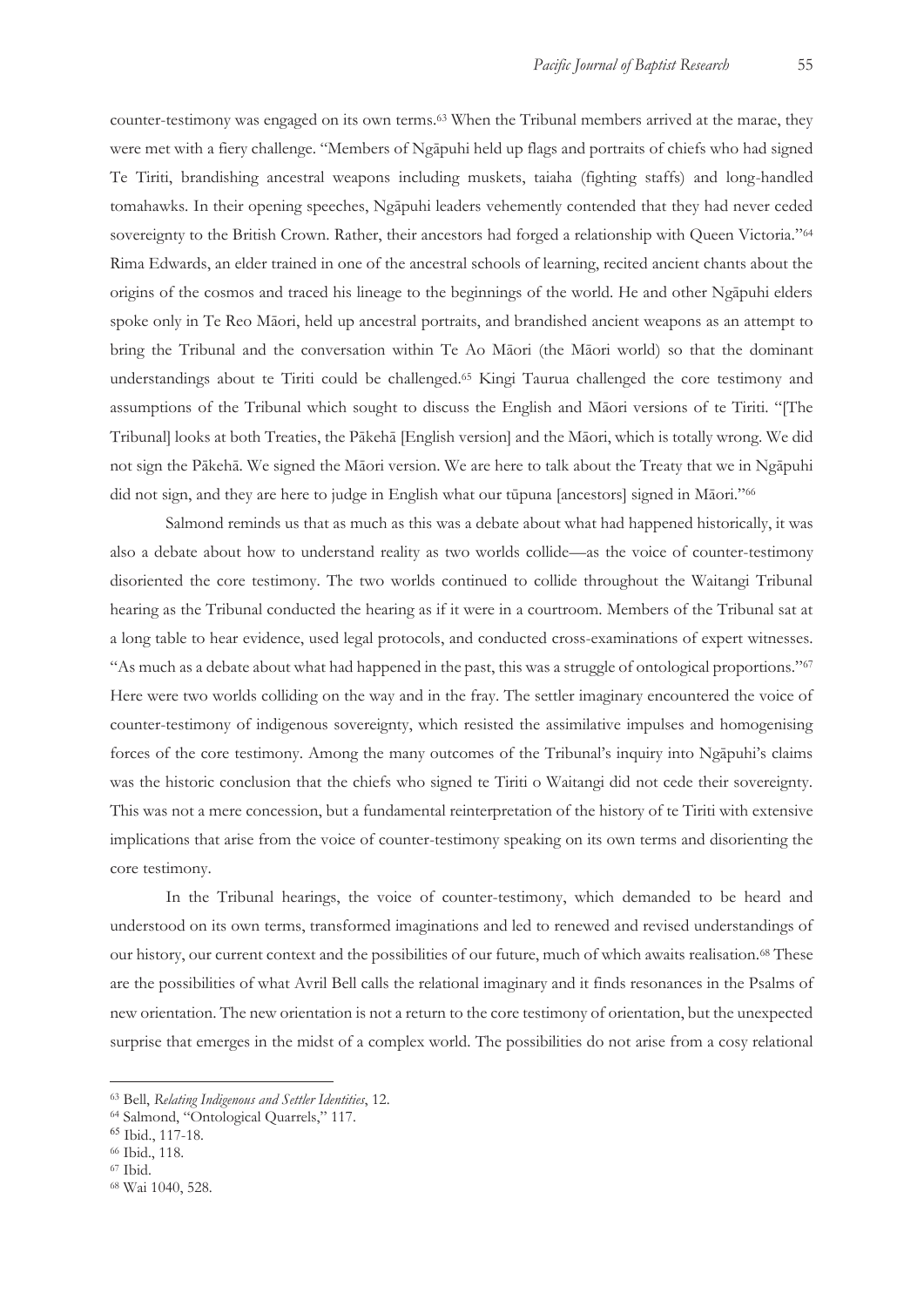counter-testimony was engaged on its own terms.[63] When the Tribunal members arrived at the marae, they were met with a fiery challenge. "Members of Ngāpuhi held up flags and portraits of chiefs who had signed Te Tiriti, brandishing ancestral weapons including muskets, taiaha (fighting staffs) and long-handled tomahawks. In their opening speeches, Ngāpuhi leaders vehemently contended that they had never ceded sovereignty to the British Crown. Rather, their ancestors had forged a relationship with Queen Victoria."[64] Rima Edwards, an elder trained in one of the ancestral schools of learning, recited ancient chants about the origins of the cosmos and traced his lineage to the beginnings of the world. He and other Ngāpuhi elders spoke only in Te Reo Māori, held up ancestral portraits, and brandished ancient weapons as an attempt to bring the Tribunal and the conversation within Te Ao Māori (the Māori world) so that the dominant understandings about te Tiriti could be challenged.[65] Kingi Taurua challenged the core testimony and assumptions of the Tribunal which sought to discuss the English and Māori versions of te Tiriti. "[The Tribunal] looks at both Treaties, the Pākehā [English version] and the Māori, which is totally wrong. We did not sign the Pākehā. We signed the Māori version. We are here to talk about the Treaty that we in Ngāpuhi did not sign, and they are here to judge in English what our tūpuna [ancestors] signed in Māori."[66]

Salmond reminds us that as much as this was a debate about what had happened historically, it was also a debate about how to understand reality as two worlds collide—as the voice of counter-testimony disoriented the core testimony. The two worlds continued to collide throughout the Waitangi Tribunal hearing as the Tribunal conducted the hearing as if it were in a courtroom. Members of the Tribunal sat at a long table to hear evidence, used legal protocols, and conducted cross-examinations of expert witnesses. "As much as a debate about what had happened in the past, this was a struggle of ontological proportions."[67] Here were two worlds colliding on the way and in the fray. The settler imaginary encountered the voice of counter-testimony of indigenous sovereignty, which resisted the assimilative impulses and homogenising forces of the core testimony. Among the many outcomes of the Tribunal's inquiry into Ngāpuhi's claims was the historic conclusion that the chiefs who signed te Tiriti o Waitangi did not cede their sovereignty. This was not a mere concession, but a fundamental reinterpretation of the history of te Tiriti with extensive implications that arise from the voice of counter-testimony speaking on its own terms and disorienting the core testimony.

In the Tribunal hearings, the voice of counter-testimony, which demanded to be heard and understood on its own terms, transformed imaginations and led to renewed and revised understandings of our history, our current context and the possibilities of our future, much of which awaits realisation.[68] These are the possibilities of what Avril Bell calls the relational imaginary and it finds resonances in the Psalms of new orientation. The new orientation is not a return to the core testimony of orientation, but the unexpected surprise that emerges in the midst of a complex world. The possibilities do not arise from a cosy relational

---

[63] Bell, *Relating Indigenous and Settler Identities*, 12.

[64] Salmond, "Ontological Quarrels," 117.

[65] Ibid., 117-18.

[66] Ibid., 118.

[67] Ibid.

[68] Wai 1040, 528.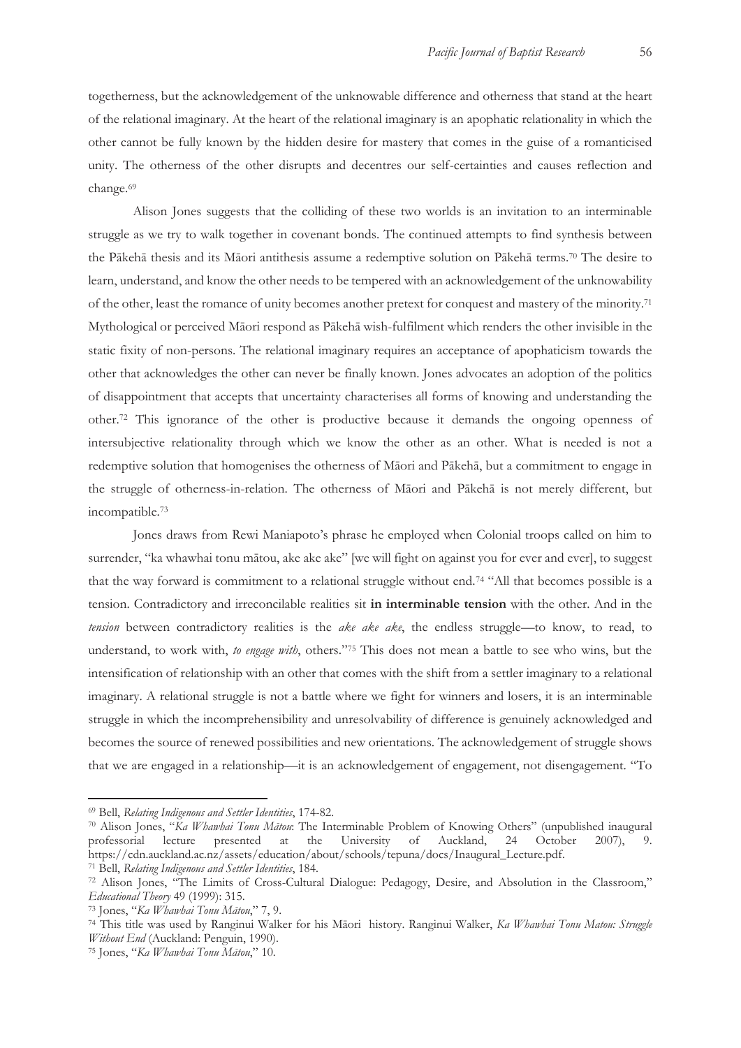togetherness, but the acknowledgement of the unknowable difference and otherness that stand at the heart of the relational imaginary. At the heart of the relational imaginary is an apophatic relationality in which the other cannot be fully known by the hidden desire for mastery that comes in the guise of a romanticised unity. The otherness of the other disrupts and decentres our self-certainties and causes reflection and change.[69]

Alison Jones suggests that the colliding of these two worlds is an invitation to an interminable struggle as we try to walk together in covenant bonds. The continued attempts to find synthesis between the Pākehā thesis and its Māori antithesis assume a redemptive solution on Pākehā terms.[70] The desire to learn, understand, and know the other needs to be tempered with an acknowledgement of the unknowability of the other, least the romance of unity becomes another pretext for conquest and mastery of the minority.[71] Mythological or perceived Māori respond as Pākehā wish-fulfilment which renders the other invisible in the static fixity of non-persons. The relational imaginary requires an acceptance of apophaticism towards the other that acknowledges the other can never be finally known. Jones advocates an adoption of the politics of disappointment that accepts that uncertainty characterises all forms of knowing and understanding the other.[72] This ignorance of the other is productive because it demands the ongoing openness of intersubjective relationality through which we know the other as an other. What is needed is not a redemptive solution that homogenises the otherness of Māori and Pākehā, but a commitment to engage in the struggle of otherness-in-relation. The otherness of Māori and Pākehā is not merely different, but incompatible.[73]

Jones draws from Rewi Maniapoto's phrase he employed when Colonial troops called on him to surrender, "ka whawhai tonu mātou, ake ake ake" [we will fight on against you for ever and ever], to suggest that the way forward is commitment to a relational struggle without end.[74] "All that becomes possible is a tension. Contradictory and irreconcilable realities sit **in interminable tension** with the other. And in the *tension* between contradictory realities is the *ake ake ake*, the endless struggle—to know, to read, to understand, to work with, *to engage with*, others."[75] This does not mean a battle to see who wins, but the intensification of relationship with an other that comes with the shift from a settler imaginary to a relational imaginary. A relational struggle is not a battle where we fight for winners and losers, it is an interminable struggle in which the incomprehensibility and unresolvability of difference is genuinely acknowledged and becomes the source of renewed possibilities and new orientations. The acknowledgement of struggle shows that we are engaged in a relationship—it is an acknowledgement of engagement, not disengagement. "To

---

[69] Bell, *Relating Indigenous and Settler Identities*, 174-82.

[70] Alison Jones, "*Ka Whawhai Tonu Mātou*: The Interminable Problem of Knowing Others" (unpublished inaugural professorial lecture presented at the University of Auckland, 24 October 2007), 9. https://cdn.auckland.ac.nz/assets/education/about/schools/tepuna/docs/Inaugural_Lecture.pdf.

[71] Bell, *Relating Indigenous and Settler Identities*, 184.

[72] Alison Jones, "The Limits of Cross-Cultural Dialogue: Pedagogy, Desire, and Absolution in the Classroom," *Educational Theory* 49 (1999): 315.

[73] Jones, "*Ka Whawhai Tonu Mātou*," 7, 9.

[74] This title was used by Ranginui Walker for his Māori history. Ranginui Walker, *Ka Whawhai Tonu Matou: Struggle Without End* (Auckland: Penguin, 1990).

[75] Jones, "*Ka Whawhai Tonu Mātou*," 10.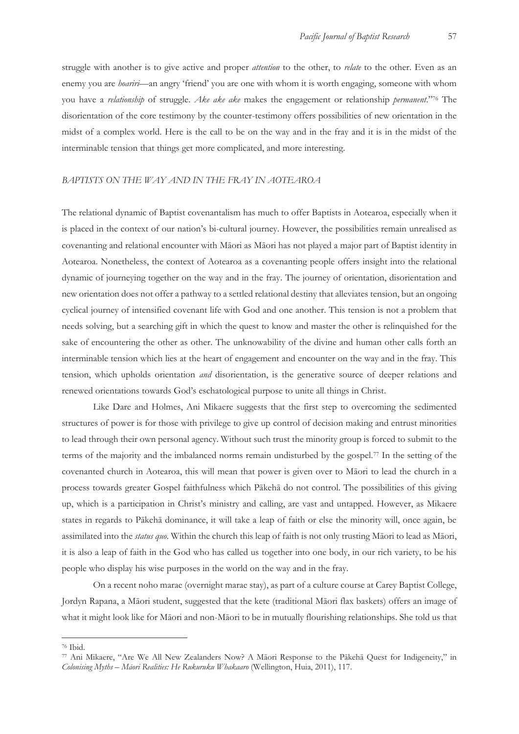struggle with another is to give active and proper *attention* to the other, to *relate* to the other. Even as an enemy you are *hoariri*—an angry 'friend' you are one with whom it is worth engaging, someone with whom you have a *relationship* of struggle. *Ake ake ake* makes the engagement or relationship *permanent*."[76] The disorientation of the core testimony by the counter-testimony offers possibilities of new orientation in the midst of a complex world. Here is the call to be on the way and in the fray and it is in the midst of the interminable tension that things get more complicated, and more interesting.

## *BAPTISTS ON THE WAY AND IN THE FRAY IN AOTEAROA*

The relational dynamic of Baptist covenantalism has much to offer Baptists in Aotearoa, especially when it is placed in the context of our nation's bi-cultural journey. However, the possibilities remain unrealised as covenanting and relational encounter with Māori as Māori has not played a major part of Baptist identity in Aotearoa. Nonetheless, the context of Aotearoa as a covenanting people offers insight into the relational dynamic of journeying together on the way and in the fray. The journey of orientation, disorientation and new orientation does not offer a pathway to a settled relational destiny that alleviates tension, but an ongoing cyclical journey of intensified covenant life with God and one another. This tension is not a problem that needs solving, but a searching gift in which the quest to know and master the other is relinquished for the sake of encountering the other as other. The unknowability of the divine and human other calls forth an interminable tension which lies at the heart of engagement and encounter on the way and in the fray. This tension, which upholds orientation *and* disorientation, is the generative source of deeper relations and renewed orientations towards God's eschatological purpose to unite all things in Christ.

Like Dare and Holmes, Ani Mikaere suggests that the first step to overcoming the sedimented structures of power is for those with privilege to give up control of decision making and entrust minorities to lead through their own personal agency. Without such trust the minority group is forced to submit to the terms of the majority and the imbalanced norms remain undisturbed by the gospel.[77] In the setting of the covenanted church in Aotearoa, this will mean that power is given over to Māori to lead the church in a process towards greater Gospel faithfulness which Pākehā do not control. The possibilities of this giving up, which is a participation in Christ's ministry and calling, are vast and untapped. However, as Mikaere states in regards to Pākehā dominance, it will take a leap of faith or else the minority will, once again, be assimilated into the *status quo*. Within the church this leap of faith is not only trusting Māori to lead as Māori, it is also a leap of faith in the God who has called us together into one body, in our rich variety, to be his people who display his wise purposes in the world on the way and in the fray.

On a recent noho marae (overnight marae stay), as part of a culture course at Carey Baptist College, Jordyn Rapana, a Māori student, suggested that the kete (traditional Māori flax baskets) offers an image of what it might look like for Māori and non-Māori to be in mutually flourishing relationships. She told us that

---

[76] Ibid.

[77] Ani Mikaere, "Are We All New Zealanders Now? A Māori Response to the Pākehā Quest for Indigeneity," in *Colonising Myths – Māori Realities: He Rukuruku Whakaaro* (Wellington, Huia, 2011), 117.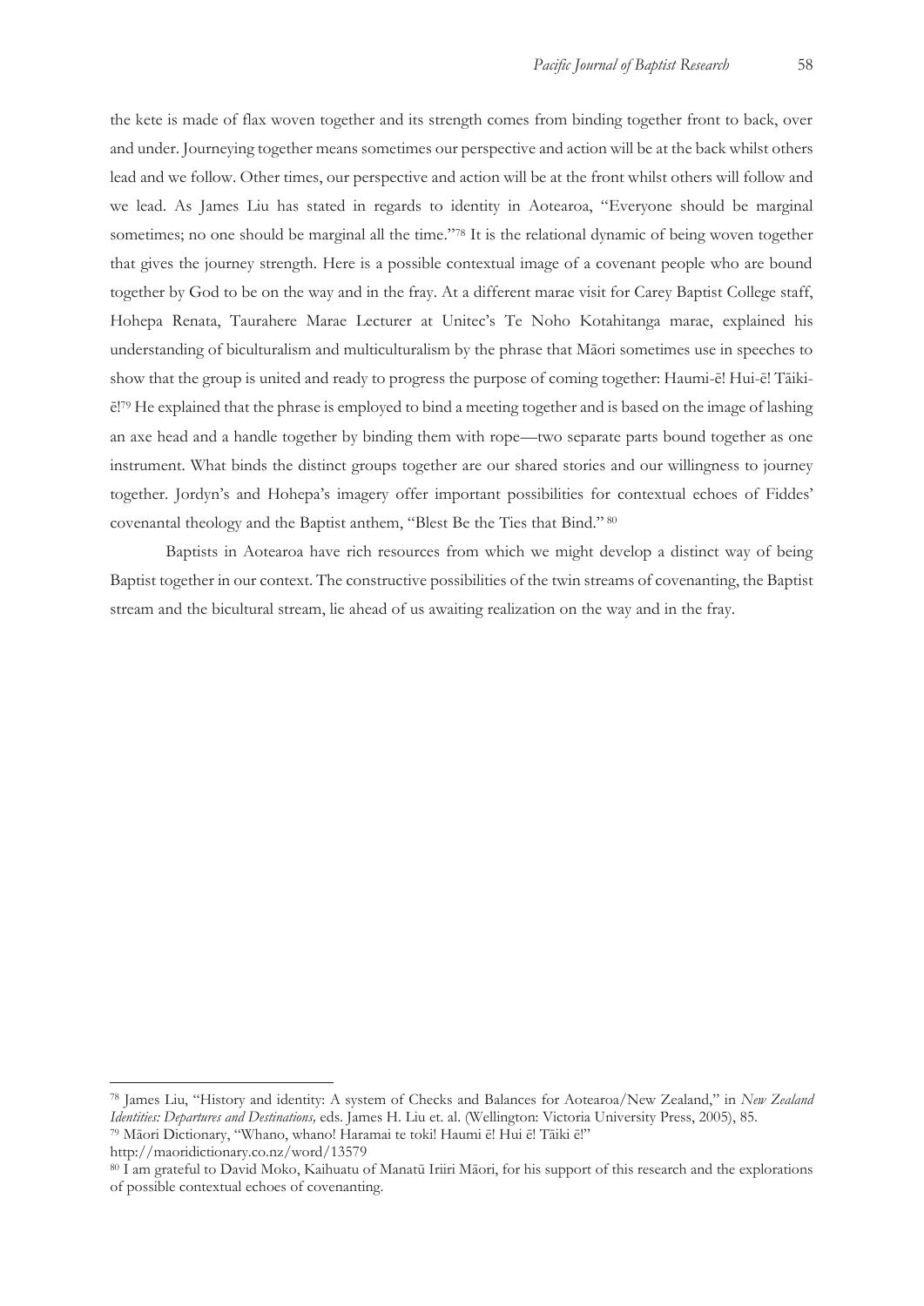the kete is made of flax woven together and its strength comes from binding together front to back, over and under. Journeying together means sometimes our perspective and action will be at the back whilst others lead and we follow. Other times, our perspective and action will be at the front whilst others will follow and we lead. As James Liu has stated in regards to identity in Aotearoa, "Everyone should be marginal sometimes; no one should be marginal all the time."[78] It is the relational dynamic of being woven together that gives the journey strength. Here is a possible contextual image of a covenant people who are bound together by God to be on the way and in the fray. At a different marae visit for Carey Baptist College staff, Hohepa Renata, Taurahere Marae Lecturer at Unitec's Te Noho Kotahitanga marae, explained his understanding of biculturalism and multiculturalism by the phrase that Māori sometimes use in speeches to show that the group is united and ready to progress the purpose of coming together: Haumi-ē! Hui-ē! Tāiki-ē![79] He explained that the phrase is employed to bind a meeting together and is based on the image of lashing an axe head and a handle together by binding them with rope—two separate parts bound together as one instrument. What binds the distinct groups together are our shared stories and our willingness to journey together. Jordyn's and Hohepa's imagery offer important possibilities for contextual echoes of Fiddes' covenantal theology and the Baptist anthem, "Blest Be the Ties that Bind." [80]

Baptists in Aotearoa have rich resources from which we might develop a distinct way of being Baptist together in our context. The constructive possibilities of the twin streams of covenanting, the Baptist stream and the bicultural stream, lie ahead of us awaiting realization on the way and in the fray.

---

[78] James Liu, "History and identity: A system of Checks and Balances for Aotearoa/New Zealand," in *New Zealand Identities: Departures and Destinations,* eds. James H. Liu et. al. (Wellington: Victoria University Press, 2005), 85.

[79] Māori Dictionary, "Whano, whano! Haramai te toki! Haumi ē! Hui ē! Tāiki ē!" http://maoridictionary.co.nz/word/13579

[80] I am grateful to David Moko, Kaihuatu of Manatū Iriiri Māori, for his support of this research and the explorations of possible contextual echoes of covenanting.